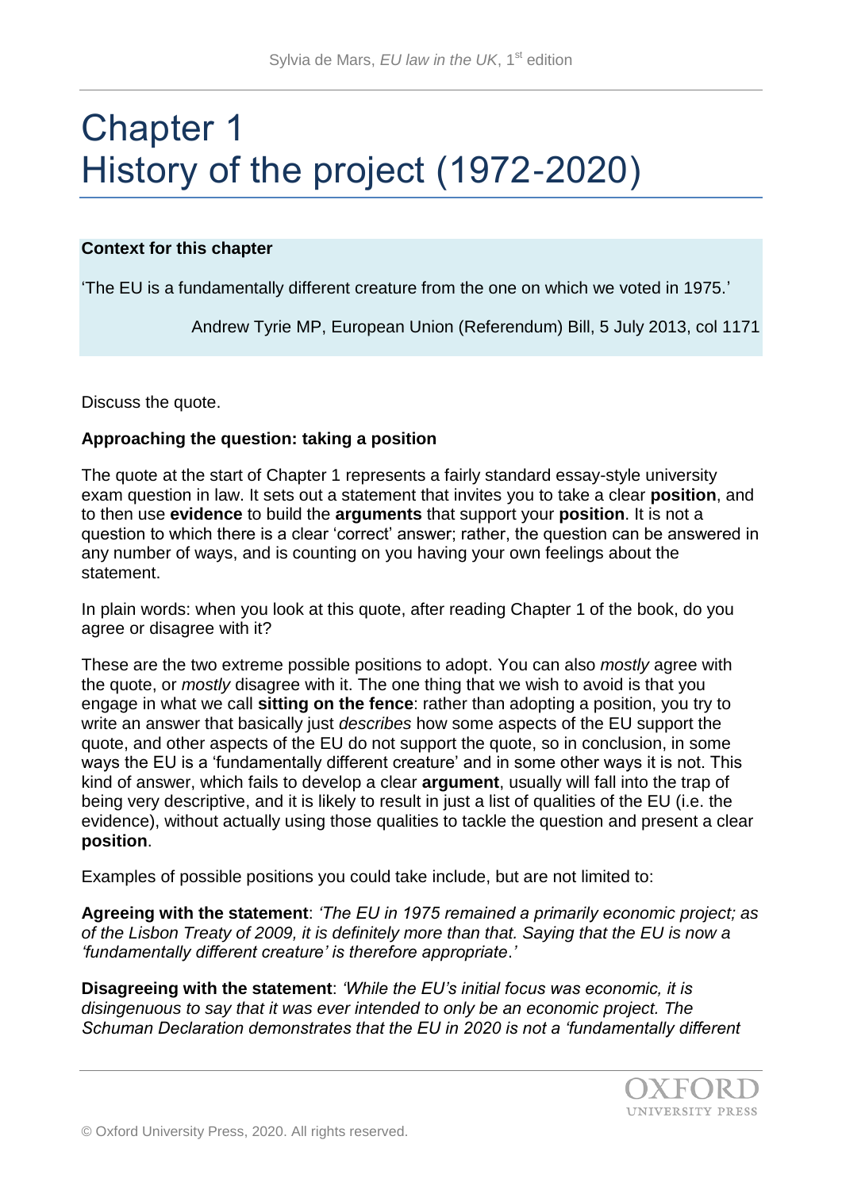# Chapter 1
# History of the project (1972-2020)

**Context for this chapter**

'The EU is a fundamentally different creature from the one on which we voted in 1975.'

Andrew Tyrie MP, European Union (Referendum) Bill, 5 July 2013, col 1171

Discuss the quote.

**Approaching the question: taking a position**

The quote at the start of Chapter 1 represents a fairly standard essay-style university exam question in law. It sets out a statement that invites you to take a clear **position**, and to then use **evidence** to build the **arguments** that support your **position**. It is not a question to which there is a clear 'correct' answer; rather, the question can be answered in any number of ways, and is counting on you having your own feelings about the statement.

In plain words: when you look at this quote, after reading Chapter 1 of the book, do you agree or disagree with it?

These are the two extreme possible positions to adopt. You can also *mostly* agree with the quote, or *mostly* disagree with it. The one thing that we wish to avoid is that you engage in what we call **sitting on the fence**: rather than adopting a position, you try to write an answer that basically just *describes* how some aspects of the EU support the quote, and other aspects of the EU do not support the quote, so in conclusion, in some ways the EU is a 'fundamentally different creature' and in some other ways it is not. This kind of answer, which fails to develop a clear **argument**, usually will fall into the trap of being very descriptive, and it is likely to result in just a list of qualities of the EU (i.e. the evidence), without actually using those qualities to tackle the question and present a clear **position**.

Examples of possible positions you could take include, but are not limited to:

**Agreeing with the statement**: *'The EU in 1975 remained a primarily economic project; as of the Lisbon Treaty of 2009, it is definitely more than that. Saying that the EU is now a 'fundamentally different creature' is therefore appropriate.'*

**Disagreeing with the statement**: *'While the EU's initial focus was economic, it is disingenuous to say that it was ever intended to only be an economic project. The Schuman Declaration demonstrates that the EU in 2020 is not a 'fundamentally different*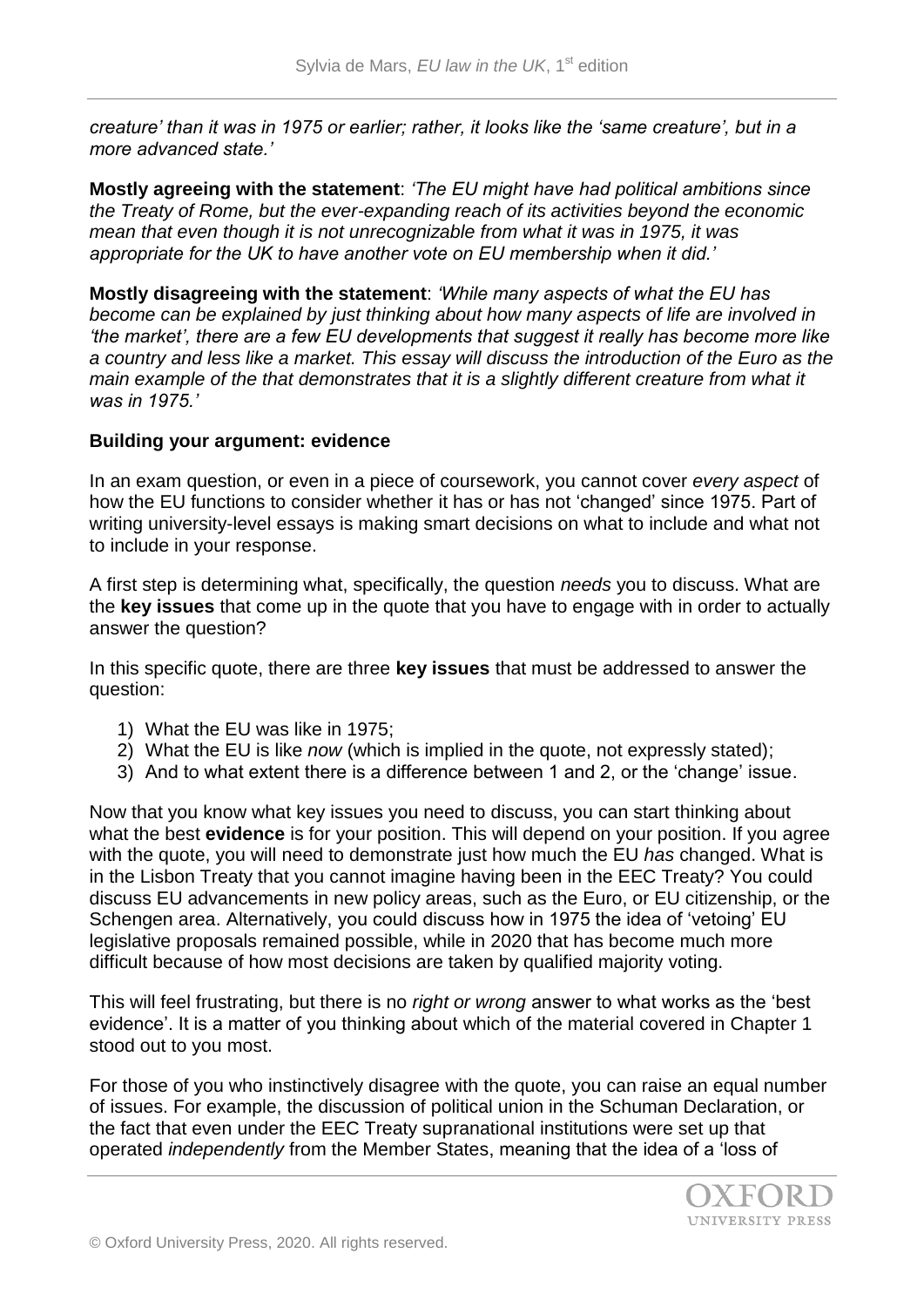*creature' than it was in 1975 or earlier; rather, it looks like the 'same creature', but in a more advanced state.'*

**Mostly agreeing with the statement**: *'The EU might have had political ambitions since the Treaty of Rome, but the ever-expanding reach of its activities beyond the economic mean that even though it is not unrecognizable from what it was in 1975, it was appropriate for the UK to have another vote on EU membership when it did.'*

**Mostly disagreeing with the statement**: *'While many aspects of what the EU has become can be explained by just thinking about how many aspects of life are involved in 'the market', there are a few EU developments that suggest it really has become more like a country and less like a market. This essay will discuss the introduction of the Euro as the main example of the that demonstrates that it is a slightly different creature from what it was in 1975.'*

**Building your argument: evidence**

In an exam question, or even in a piece of coursework, you cannot cover *every aspect* of how the EU functions to consider whether it has or has not 'changed' since 1975. Part of writing university-level essays is making smart decisions on what to include and what not to include in your response.

A first step is determining what, specifically, the question *needs* you to discuss. What are the **key issues** that come up in the quote that you have to engage with in order to actually answer the question?

In this specific quote, there are three **key issues** that must be addressed to answer the question:

1) What the EU was like in 1975;
2) What the EU is like *now* (which is implied in the quote, not expressly stated);
3) And to what extent there is a difference between 1 and 2, or the 'change' issue.

Now that you know what key issues you need to discuss, you can start thinking about what the best **evidence** is for your position. This will depend on your position. If you agree with the quote, you will need to demonstrate just how much the EU *has* changed. What is in the Lisbon Treaty that you cannot imagine having been in the EEC Treaty? You could discuss EU advancements in new policy areas, such as the Euro, or EU citizenship, or the Schengen area. Alternatively, you could discuss how in 1975 the idea of 'vetoing' EU legislative proposals remained possible, while in 2020 that has become much more difficult because of how most decisions are taken by qualified majority voting.

This will feel frustrating, but there is no *right or wrong* answer to what works as the 'best evidence'. It is a matter of you thinking about which of the material covered in Chapter 1 stood out to you most.

For those of you who instinctively disagree with the quote, you can raise an equal number of issues. For example, the discussion of political union in the Schuman Declaration, or the fact that even under the EEC Treaty supranational institutions were set up that operated *independently* from the Member States, meaning that the idea of a 'loss of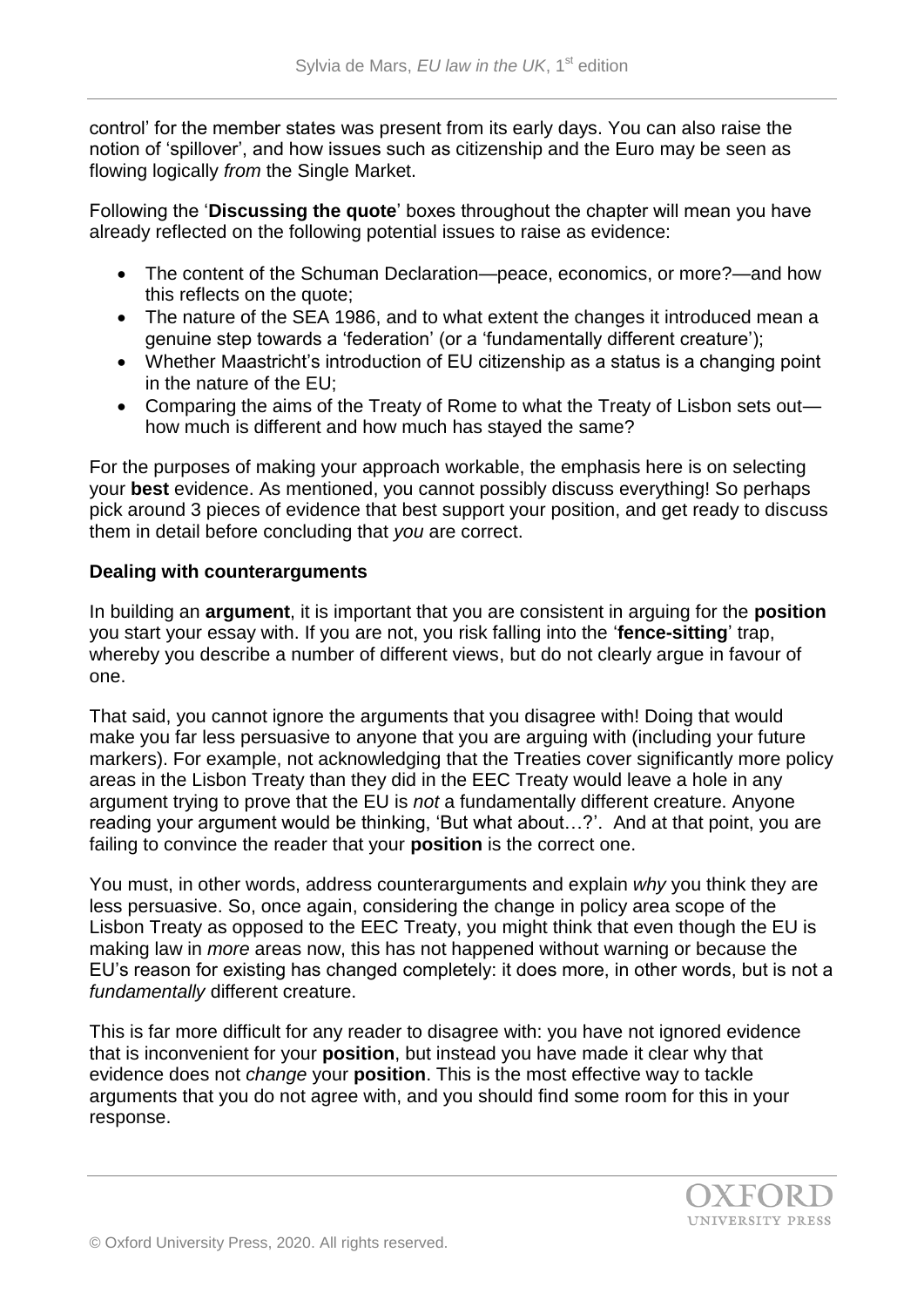control' for the member states was present from its early days. You can also raise the notion of 'spillover', and how issues such as citizenship and the Euro may be seen as flowing logically *from* the Single Market.

Following the '**Discussing the quote**' boxes throughout the chapter will mean you have already reflected on the following potential issues to raise as evidence:

- The content of the Schuman Declaration—peace, economics, or more?—and how this reflects on the quote;
- The nature of the SEA 1986, and to what extent the changes it introduced mean a genuine step towards a 'federation' (or a 'fundamentally different creature');
- Whether Maastricht's introduction of EU citizenship as a status is a changing point in the nature of the EU;
- Comparing the aims of the Treaty of Rome to what the Treaty of Lisbon sets out—how much is different and how much has stayed the same?

For the purposes of making your approach workable, the emphasis here is on selecting your **best** evidence. As mentioned, you cannot possibly discuss everything! So perhaps pick around 3 pieces of evidence that best support your position, and get ready to discuss them in detail before concluding that *you* are correct.

**Dealing with counterarguments**

In building an **argument**, it is important that you are consistent in arguing for the **position** you start your essay with. If you are not, you risk falling into the '**fence-sitting**' trap, whereby you describe a number of different views, but do not clearly argue in favour of one.

That said, you cannot ignore the arguments that you disagree with! Doing that would make you far less persuasive to anyone that you are arguing with (including your future markers). For example, not acknowledging that the Treaties cover significantly more policy areas in the Lisbon Treaty than they did in the EEC Treaty would leave a hole in any argument trying to prove that the EU is *not* a fundamentally different creature. Anyone reading your argument would be thinking, 'But what about…?'. And at that point, you are failing to convince the reader that your **position** is the correct one.

You must, in other words, address counterarguments and explain *why* you think they are less persuasive. So, once again, considering the change in policy area scope of the Lisbon Treaty as opposed to the EEC Treaty, you might think that even though the EU is making law in *more* areas now, this has not happened without warning or because the EU's reason for existing has changed completely: it does more, in other words, but is not a *fundamentally* different creature.

This is far more difficult for any reader to disagree with: you have not ignored evidence that is inconvenient for your **position**, but instead you have made it clear why that evidence does not *change* your **position**. This is the most effective way to tackle arguments that you do not agree with, and you should find some room for this in your response.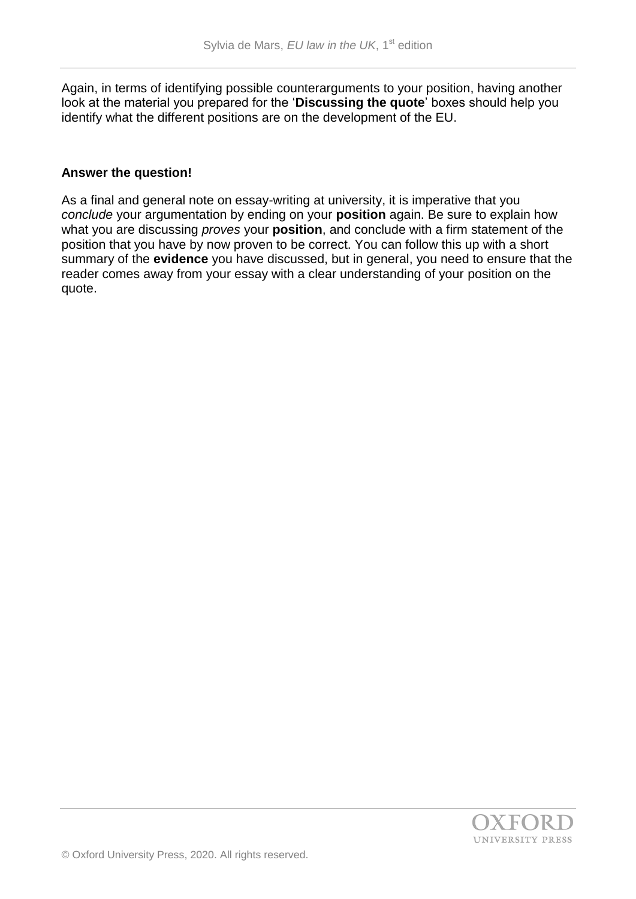Again, in terms of identifying possible counterarguments to your position, having another look at the material you prepared for the '**Discussing the quote**' boxes should help you identify what the different positions are on the development of the EU.

**Answer the question!**

As a final and general note on essay-writing at university, it is imperative that you *conclude* your argumentation by ending on your **position** again. Be sure to explain how what you are discussing *proves* your **position**, and conclude with a firm statement of the position that you have by now proven to be correct. You can follow this up with a short summary of the **evidence** you have discussed, but in general, you need to ensure that the reader comes away from your essay with a clear understanding of your position on the quote.